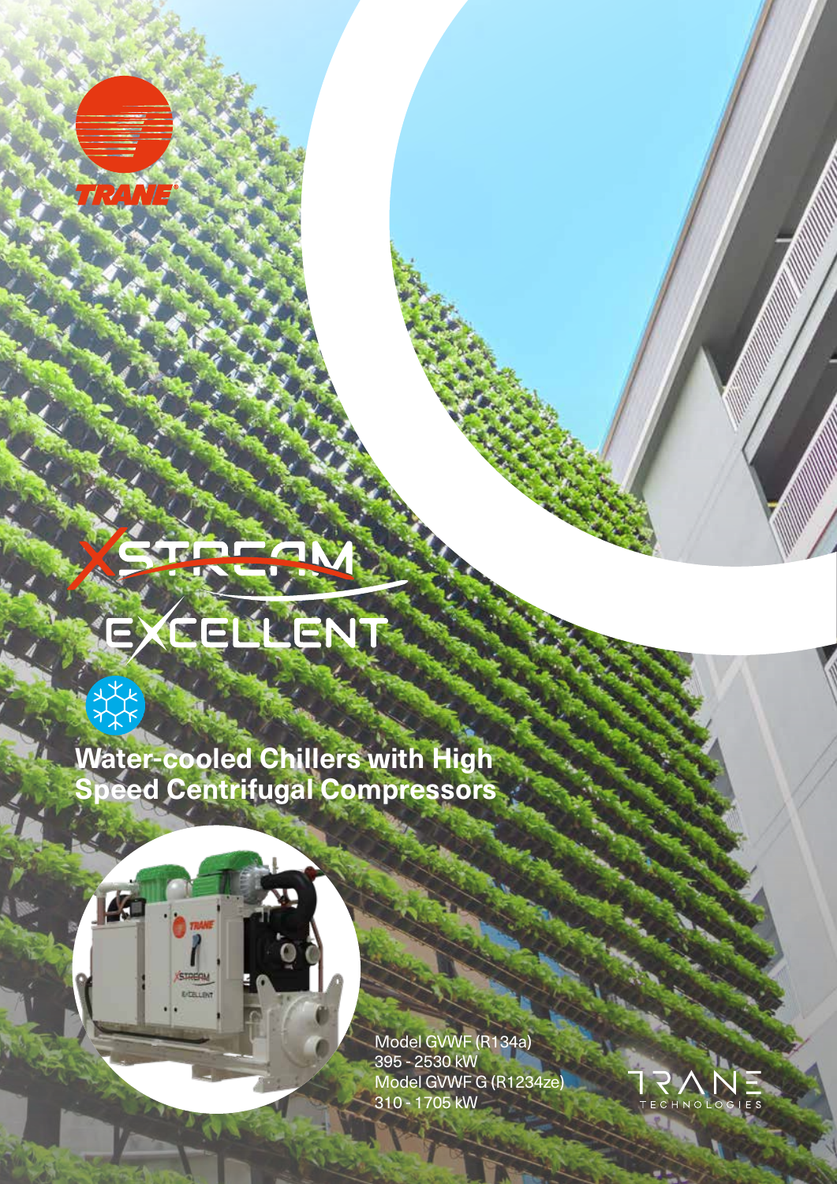TRANE

XSTREAM

EXCELLENT

# Water-cooled Chillers with High Speed Centrifugal Compressors

Model GVWF (R134a)
395 - 2530 kW
Model GVWF G (R1234ze)
310 - 1705 kW

TRANE TECHNOLOGIES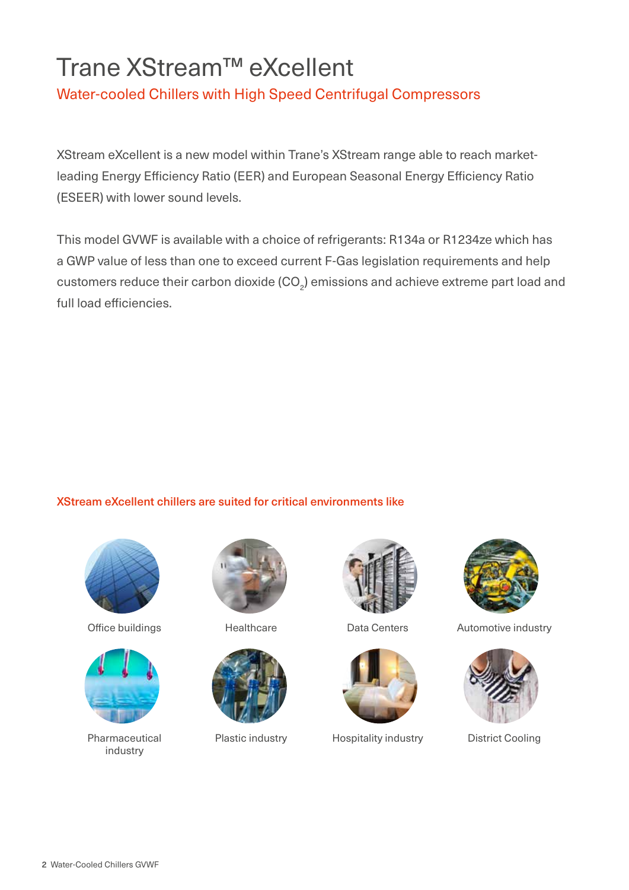# Trane XStream™ eXcellent

## Water-cooled Chillers with High Speed Centrifugal Compressors

XStream eXcellent is a new model within Trane's XStream range able to reach market-leading Energy Efficiency Ratio (EER) and European Seasonal Energy Efficiency Ratio (ESEER) with lower sound levels.

This model GVWF is available with a choice of refrigerants: R134a or R1234ze which has a GWP value of less than one to exceed current F-Gas legislation requirements and help customers reduce their carbon dioxide ($CO_2$) emissions and achieve extreme part load and full load efficiencies.

**XStream eXcellent chillers are suited for critical environments like**

- Office buildings
- Healthcare
- Data Centers
- Automotive industry
- Pharmaceutical industry
- Plastic industry
- Hospitality industry
- District Cooling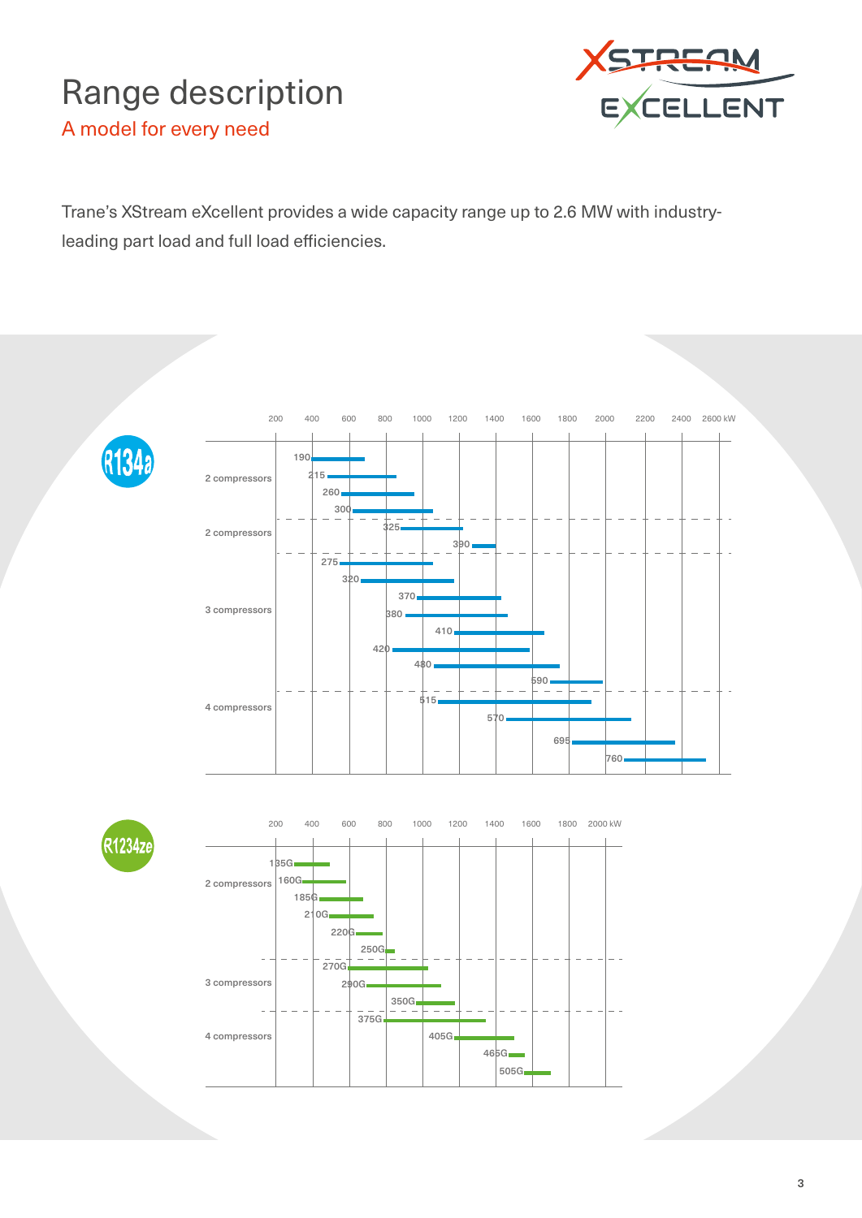# Range description

A model for every need

Trane's XStream eXcellent provides a wide capacity range up to 2.6 MW with industry-leading part load and full load efficiencies.

**R134a**

| | Model |
|---|---|
| 2 compressors | 190 |
| | 215 |
| | 260 |
| | 300 |
| 2 compressors | 325 |
| | 390 |
| 3 compressors | 275 |
| | 320 |
| | 370 |
| | 380 |
| | 410 |
| | 420 |
| | 480 |
| | 590 |
| 4 compressors | 515 |
| | 570 |
| | 695 |
| | 760 |

Axis: 200, 400, 600, 800, 1000, 1200, 1400, 1600, 1800, 2000, 2200, 2400, 2600 kW

**R1234ze**

| | Model |
|---|---|
| 2 compressors | 135G |
| | 160G |
| | 185G |
| | 210G |
| | 220G |
| | 250G |
| 3 compressors | 270G |
| | 290G |
| | 350G |
| 4 compressors | 375G |
| | 405G |
| | 465G |
| | 505G |

Axis: 200, 400, 600, 800, 1000, 1200, 1400, 1600, 1800, 2000 kW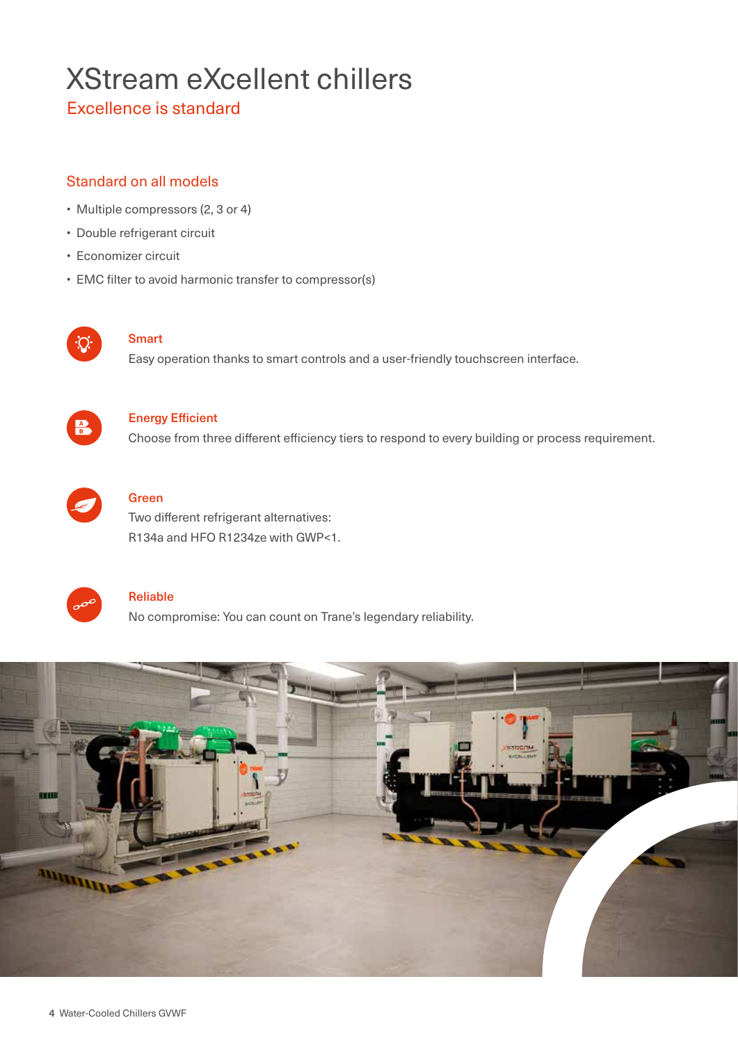# XStream eXcellent chillers

## Excellence is standard

### Standard on all models

- Multiple compressors (2, 3 or 4)
- Double refrigerant circuit
- Economizer circuit
- EMC filter to avoid harmonic transfer to compressor(s)

### Smart

Easy operation thanks to smart controls and a user-friendly touchscreen interface.

### Energy Efficient

Choose from three different efficiency tiers to respond to every building or process requirement.

### Green

Two different refrigerant alternatives:
R134a and HFO R1234ze with GWP<1.

### Reliable

No compromise: You can count on Trane's legendary reliability.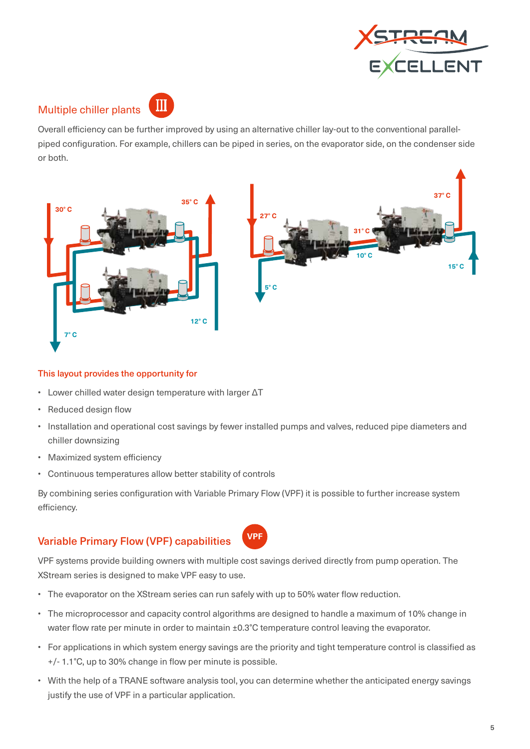## Multiple chiller plants

Overall efficiency can be further improved by using an alternative chiller lay-out to the conventional parallel-piped configuration. For example, chillers can be piped in series, on the evaporator side, on the condenser side or both.

30° C 35° C 12° C 7° C

27° C 31° C 37° C 10° C 15° C 5° C

### This layout provides the opportunity for

- Lower chilled water design temperature with larger ΔT
- Reduced design flow
- Installation and operational cost savings by fewer installed pumps and valves, reduced pipe diameters and chiller downsizing
- Maximized system efficiency
- Continuous temperatures allow better stability of controls

By combining series configuration with Variable Primary Flow (VPF) it is possible to further increase system efficiency.

## Variable Primary Flow (VPF) capabilities

VPF systems provide building owners with multiple cost savings derived directly from pump operation. The XStream series is designed to make VPF easy to use.

- The evaporator on the XStream series can run safely with up to 50% water flow reduction.
- The microprocessor and capacity control algorithms are designed to handle a maximum of 10% change in water flow rate per minute in order to maintain ±0.3°C temperature control leaving the evaporator.
- For applications in which system energy savings are the priority and tight temperature control is classified as +/- 1.1°C, up to 30% change in flow per minute is possible.
- With the help of a TRANE software analysis tool, you can determine whether the anticipated energy savings justify the use of VPF in a particular application.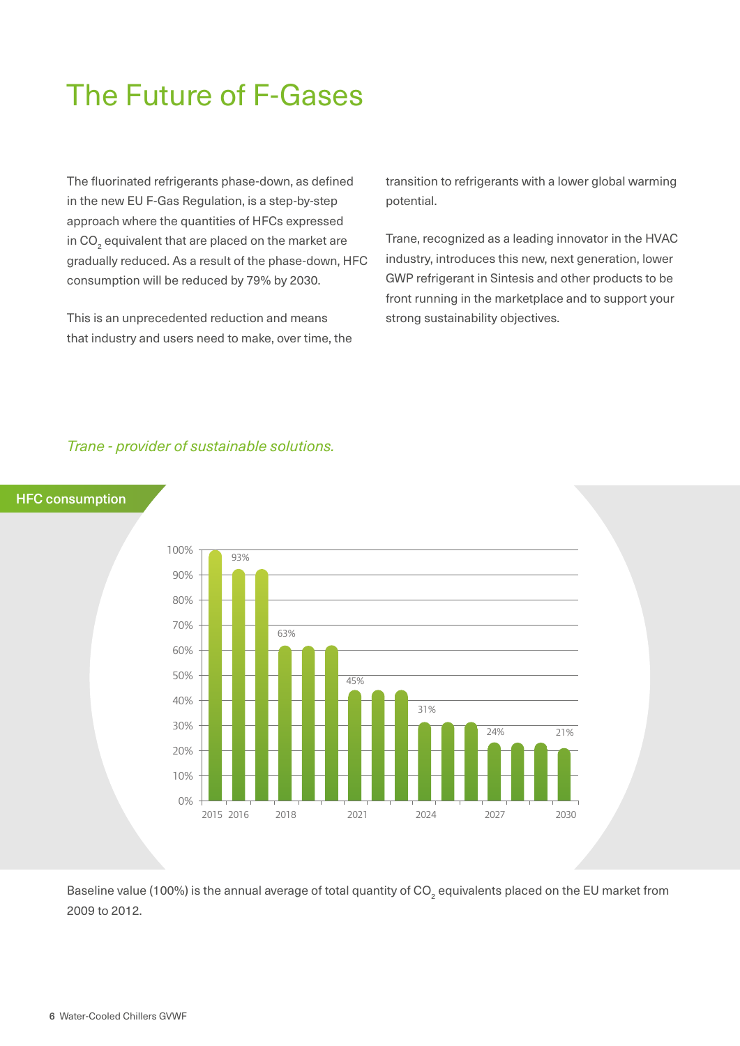# The Future of F-Gases

The fluorinated refrigerants phase-down, as defined in the new EU F-Gas Regulation, is a step-by-step approach where the quantities of HFCs expressed in $CO_2$ equivalent that are placed on the market are gradually reduced. As a result of the phase-down, HFC consumption will be reduced by 79% by 2030.

This is an unprecedented reduction and means that industry and users need to make, over time, the transition to refrigerants with a lower global warming potential.

Trane, recognized as a leading innovator in the HVAC industry, introduces this new, next generation, lower GWP refrigerant in Sintesis and other products to be front running in the marketplace and to support your strong sustainability objectives.

*Trane - provider of sustainable solutions.*

**HFC consumption**

| Year | HFC consumption |
|---|---|
| 2015 | 100% |
| 2016 | 93% |
| 2017 | 93% |
| 2018 | 63% |
| 2019 | 63% |
| 2020 | 63% |
| 2021 | 45% |
| 2022 | 45% |
| 2023 | 45% |
| 2024 | 31% |
| 2025 | 31% |
| 2026 | 31% |
| 2027 | 24% |
| 2028 | 24% |
| 2029 | 24% |
| 2030 | 21% |

Baseline value (100%) is the annual average of total quantity of $CO_2$ equivalents placed on the EU market from 2009 to 2012.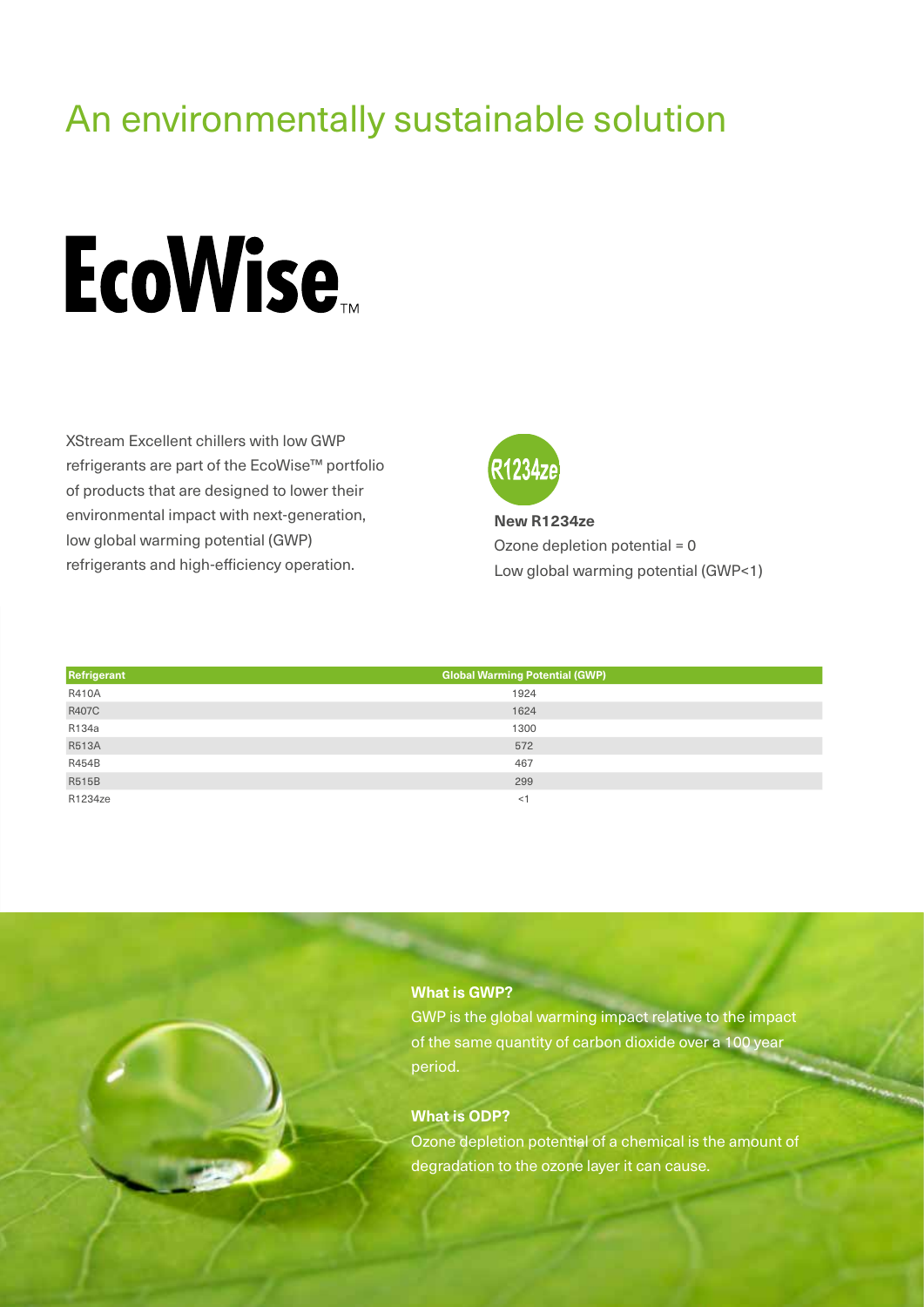# An environmentally sustainable solution

# EcoWise™

XStream Excellent chillers with low GWP refrigerants are part of the EcoWise™ portfolio of products that are designed to lower their environmental impact with next-generation, low global warming potential (GWP) refrigerants and high-efficiency operation.

R1234ze

**New R1234ze**

Ozone depletion potential = 0

Low global warming potential (GWP<1)

| Refrigerant | Global Warming Potential (GWP) |
|---|---|
| R410A | 1924 |
| R407C | 1624 |
| R134a | 1300 |
| R513A | 572 |
| R454B | 467 |
| R515B | 299 |
| R1234ze | <1 |

**What is GWP?**

GWP is the global warming impact relative to the impact of the same quantity of carbon dioxide over a 100 year period.

**What is ODP?**

Ozone depletion potential of a chemical is the amount of degradation to the ozone layer it can cause.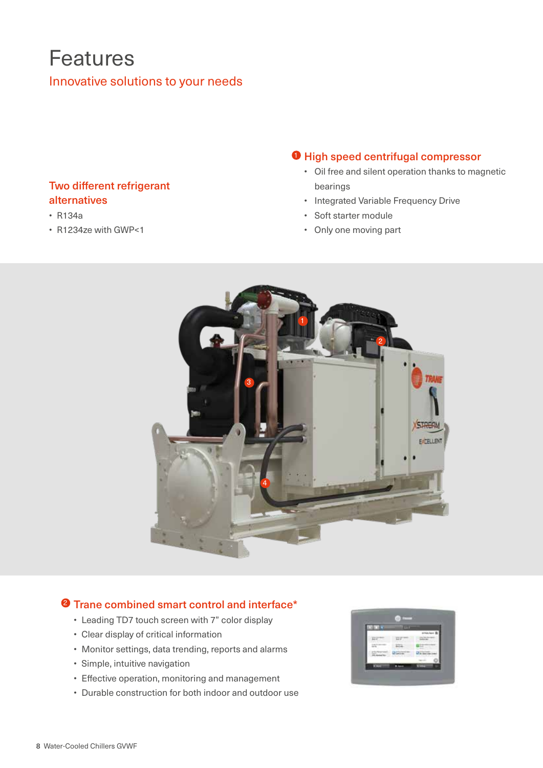# Features

## Innovative solutions to your needs

### Two different refrigerant alternatives

- R134a
- R1234ze with GWP<1

### 1 High speed centrifugal compressor

- Oil free and silent operation thanks to magnetic bearings
- Integrated Variable Frequency Drive
- Soft starter module
- Only one moving part

### 2 Trane combined smart control and interface*

- Leading TD7 touch screen with 7" color display
- Clear display of critical information
- Monitor settings, data trending, reports and alarms
- Simple, intuitive navigation
- Effective operation, monitoring and management
- Durable construction for both indoor and outdoor use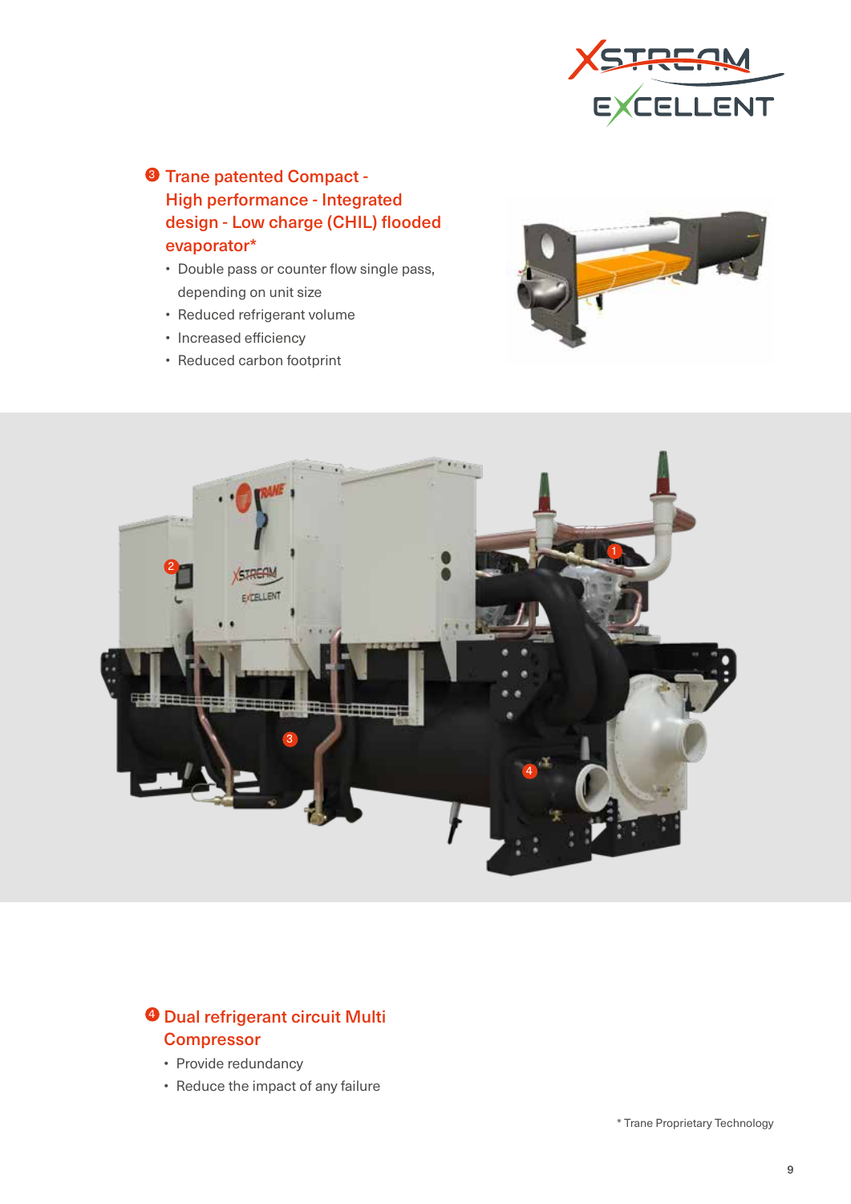## 3 Trane patented Compact - High performance - Integrated design - Low charge (CHIL) flooded evaporator*

- Double pass or counter flow single pass, depending on unit size
- Reduced refrigerant volume
- Increased efficiency
- Reduced carbon footprint

## 4 Dual refrigerant circuit Multi Compressor

- Provide redundancy
- Reduce the impact of any failure

* Trane Proprietary Technology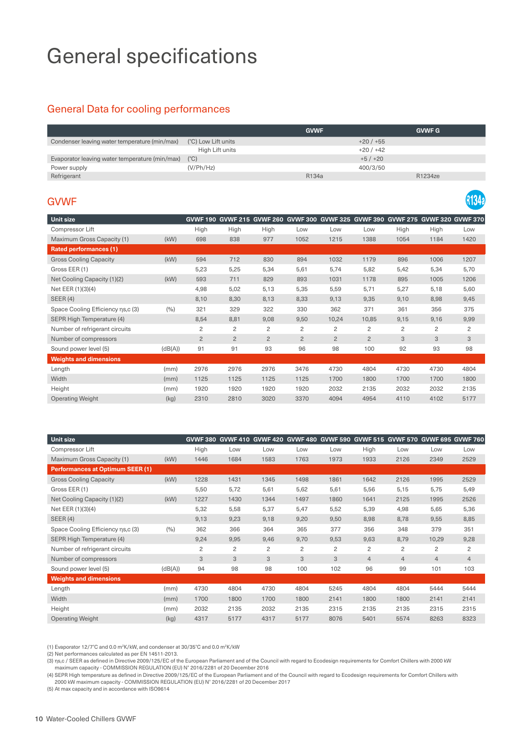# General specifications

## General Data for cooling performances

| | | GVWF | | GVWF G |
|---|---|---|---|---|
| Condenser leaving water temperature (min/max) | (°C) Low Lift units | | +20 / +55 | |
| | High Lift units | | +20 / +42 | |
| Evaporator leaving water temperature (min/max) | (°C) | | +5 / +20 | |
| Power supply | (V/Ph/Hz) | | 400/3/50 | |
| Refrigerant | | R134a | | R1234ze |

## GVWF

R134a

| Unit size | | GVWF 190 | GVWF 215 | GVWF 260 | GVWF 300 | GVWF 325 | GVWF 390 | GVWF 275 | GVWF 320 | GVWF 370 |
|---|---|---|---|---|---|---|---|---|---|---|
| Compressor Lift | | High | High | High | Low | Low | Low | High | High | Low |
| Maximum Gross Capacity (1) | (kW) | 698 | 838 | 977 | 1052 | 1215 | 1388 | 1054 | 1184 | 1420 |
| **Rated performances (1)** | | | | | | | | | | |
| Gross Cooling Capacity | (kW) | 594 | 712 | 830 | 894 | 1032 | 1179 | 896 | 1006 | 1207 |
| Gross EER (1) | | 5,23 | 5,25 | 5,34 | 5,61 | 5,74 | 5,82 | 5,42 | 5,34 | 5,70 |
| Net Cooling Capacity (1)(2) | (kW) | 593 | 711 | 829 | 893 | 1031 | 1178 | 895 | 1005 | 1206 |
| Net EER (1)(3)(4) | | 4,98 | 5,02 | 5,13 | 5,35 | 5,59 | 5,71 | 5,27 | 5,18 | 5,60 |
| SEER (4) | | 8,10 | 8,30 | 8,13 | 8,33 | 9,13 | 9,35 | 9,10 | 8,98 | 9,45 |
| Space Cooling Efficiency ηs,c (3) | (%) | 321 | 329 | 322 | 330 | 362 | 371 | 361 | 356 | 375 |
| SEPR High Temperature (4) | | 8,54 | 8,81 | 9,08 | 9,50 | 10,24 | 10,85 | 9,15 | 9,16 | 9,99 |
| Number of refrigerant circuits | | 2 | 2 | 2 | 2 | 2 | 2 | 2 | 2 | 2 |
| Number of compressors | | 2 | 2 | 2 | 2 | 2 | 2 | 3 | 3 | 3 |
| Sound power level (5) | (dB(A)) | 91 | 91 | 93 | 96 | 98 | 100 | 92 | 93 | 98 |
| **Weights and dimensions** | | | | | | | | | | |
| Length | (mm) | 2976 | 2976 | 2976 | 3476 | 4730 | 4804 | 4730 | 4730 | 4804 |
| Width | (mm) | 1125 | 1125 | 1125 | 1125 | 1700 | 1800 | 1700 | 1700 | 1800 |
| Height | (mm) | 1920 | 1920 | 1920 | 1920 | 2032 | 2135 | 2032 | 2032 | 2135 |
| Operating Weight | (kg) | 2310 | 2810 | 3020 | 3370 | 4094 | 4954 | 4110 | 4102 | 5177 |

| Unit size | | GVWF 380 | GVWF 410 | GVWF 420 | GVWF 480 | GVWF 590 | GVWF 515 | GVWF 570 | GVWF 695 | GVWF 760 |
|---|---|---|---|---|---|---|---|---|---|---|
| Compressor Lift | | High | Low | Low | Low | Low | High | Low | Low | Low |
| Maximum Gross Capacity (1) | (kW) | 1446 | 1684 | 1583 | 1763 | 1973 | 1933 | 2126 | 2349 | 2529 |
| **Performances at Optimum SEER (1)** | | | | | | | | | | |
| Gross Cooling Capacity | (kW) | 1228 | 1431 | 1345 | 1498 | 1861 | 1642 | 2126 | 1995 | 2529 |
| Gross EER (1) | | 5,50 | 5,72 | 5,61 | 5,62 | 5,61 | 5,56 | 5,15 | 5,75 | 5,49 |
| Net Cooling Capacity (1)(2) | (kW) | 1227 | 1430 | 1344 | 1497 | 1860 | 1641 | 2125 | 1995 | 2526 |
| Net EER (1)(3)(4) | | 5,32 | 5,58 | 5,37 | 5,47 | 5,52 | 5,39 | 4,98 | 5,65 | 5,36 |
| SEER (4) | | 9,13 | 9,23 | 9,18 | 9,20 | 9,50 | 8,98 | 8,78 | 9,55 | 8,85 |
| Space Cooling Efficiency ηs,c (3) | (%) | 362 | 366 | 364 | 365 | 377 | 356 | 348 | 379 | 351 |
| SEPR High Temperature (4) | | 9,24 | 9,95 | 9,46 | 9,70 | 9,53 | 9,63 | 8,79 | 10,29 | 9,28 |
| Number of refrigerant circuits | | 2 | 2 | 2 | 2 | 2 | 2 | 2 | 2 | 2 |
| Number of compressors | | 3 | 3 | 3 | 3 | 3 | 4 | 4 | 4 | 4 |
| Sound power level (5) | (dB(A)) | 94 | 98 | 98 | 100 | 102 | 96 | 99 | 101 | 103 |
| **Weights and dimensions** | | | | | | | | | | |
| Length | (mm) | 4730 | 4804 | 4730 | 4804 | 5245 | 4804 | 4804 | 5444 | 5444 |
| Width | (mm) | 1700 | 1800 | 1700 | 1800 | 2141 | 1800 | 1800 | 2141 | 2141 |
| Height | (mm) | 2032 | 2135 | 2032 | 2135 | 2315 | 2135 | 2135 | 2315 | 2315 |
| Operating Weight | (kg) | 4317 | 5177 | 4317 | 5177 | 8076 | 5401 | 5574 | 8263 | 8323 |

(1) Evaporator 12/7°C and 0.0 m²K/kW, and condenser at 30/35°C and 0.0 m²K/kW
(2) Net performances calculated as per EN 14511-2013.
(3) ηs,c / SEER as defined in Directive 2009/125/EC of the European Parliament and of the Council with regard to Ecodesign requirements for Comfort Chillers with 2000 kW maximum capacity - COMMISSION REGULATION (EU) N° 2016/2281 of 20 December 2016
(4) SEPR High temperature as defined in Directive 2009/125/EC of the European Parliament and of the Council with regard to Ecodesign requirements for Comfort Chillers with 2000 kW maximum capacity - COMMISSION REGULATION (EU) N° 2016/2281 of 20 December 2017
(5) At max capacity and in accordance with ISO9614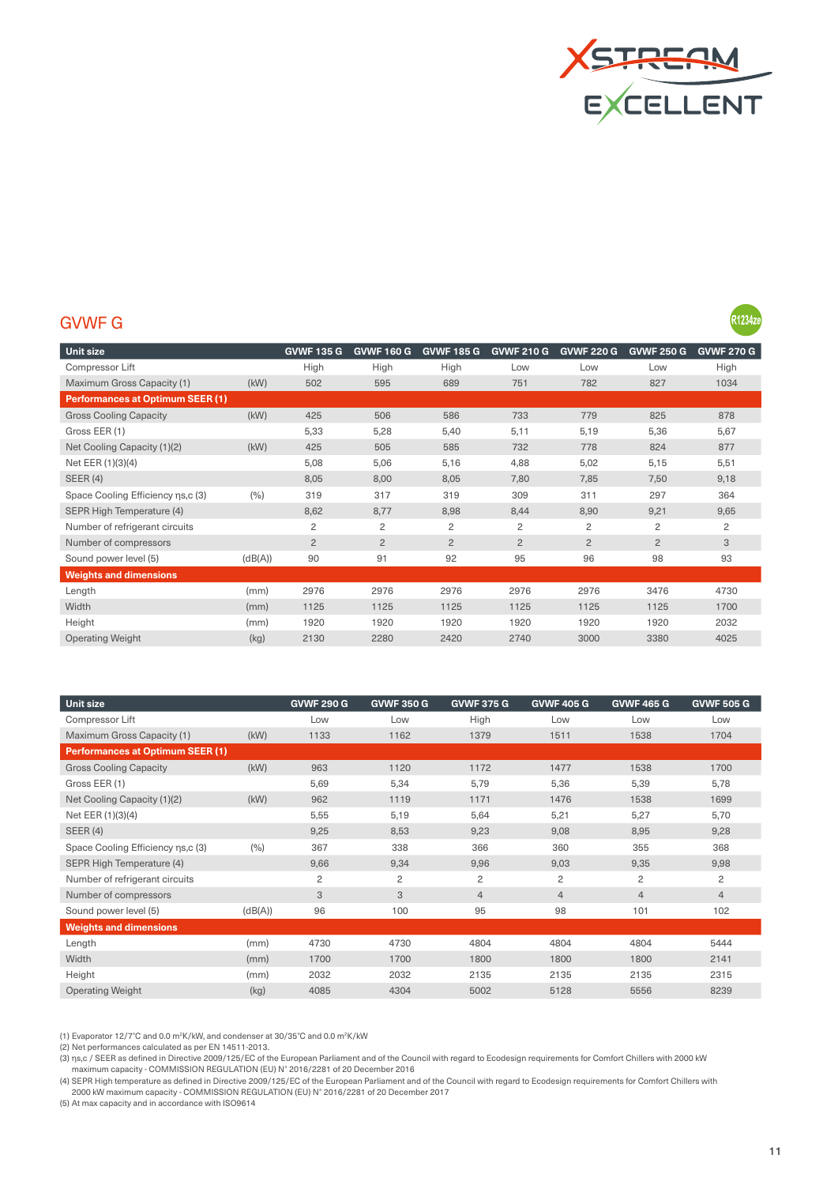XSTREAM EXCELLENT

## GVWF G

R1234ze

| Unit size | | GVWF 135 G | GVWF 160 G | GVWF 185 G | GVWF 210 G | GVWF 220 G | GVWF 250 G | GVWF 270 G |
|---|---|---|---|---|---|---|---|---|
| Compressor Lift | | High | High | High | Low | Low | Low | High |
| Maximum Gross Capacity (1) | (kW) | 502 | 595 | 689 | 751 | 782 | 827 | 1034 |
| **Performances at Optimum SEER (1)** | | | | | | | | |
| Gross Cooling Capacity | (kW) | 425 | 506 | 586 | 733 | 779 | 825 | 878 |
| Gross EER (1) | | 5,33 | 5,28 | 5,40 | 5,11 | 5,19 | 5,36 | 5,67 |
| Net Cooling Capacity (1)(2) | (kW) | 425 | 505 | 585 | 732 | 778 | 824 | 877 |
| Net EER (1)(3)(4) | | 5,08 | 5,06 | 5,16 | 4,88 | 5,02 | 5,15 | 5,51 |
| SEER (4) | | 8,05 | 8,00 | 8,05 | 7,80 | 7,85 | 7,50 | 9,18 |
| Space Cooling Efficiency ηs,c (3) | (%) | 319 | 317 | 319 | 309 | 311 | 297 | 364 |
| SEPR High Temperature (4) | | 8,62 | 8,77 | 8,98 | 8,44 | 8,90 | 9,21 | 9,65 |
| Number of refrigerant circuits | | 2 | 2 | 2 | 2 | 2 | 2 | 2 |
| Number of compressors | | 2 | 2 | 2 | 2 | 2 | 2 | 3 |
| Sound power level (5) | (dB(A)) | 90 | 91 | 92 | 95 | 96 | 98 | 93 |
| **Weights and dimensions** | | | | | | | | |
| Length | (mm) | 2976 | 2976 | 2976 | 2976 | 2976 | 3476 | 4730 |
| Width | (mm) | 1125 | 1125 | 1125 | 1125 | 1125 | 1125 | 1700 |
| Height | (mm) | 1920 | 1920 | 1920 | 1920 | 1920 | 1920 | 2032 |
| Operating Weight | (kg) | 2130 | 2280 | 2420 | 2740 | 3000 | 3380 | 4025 |

| Unit size | | GVWF 290 G | GVWF 350 G | GVWF 375 G | GVWF 405 G | GVWF 465 G | GVWF 505 G |
|---|---|---|---|---|---|---|---|
| Compressor Lift | | Low | Low | High | Low | Low | Low |
| Maximum Gross Capacity (1) | (kW) | 1133 | 1162 | 1379 | 1511 | 1538 | 1704 |
| **Performances at Optimum SEER (1)** | | | | | | | |
| Gross Cooling Capacity | (kW) | 963 | 1120 | 1172 | 1477 | 1538 | 1700 |
| Gross EER (1) | | 5,69 | 5,34 | 5,79 | 5,36 | 5,39 | 5,78 |
| Net Cooling Capacity (1)(2) | (kW) | 962 | 1119 | 1171 | 1476 | 1538 | 1699 |
| Net EER (1)(3)(4) | | 5,55 | 5,19 | 5,64 | 5,21 | 5,27 | 5,70 |
| SEER (4) | | 9,25 | 8,53 | 9,23 | 9,08 | 8,95 | 9,28 |
| Space Cooling Efficiency ηs,c (3) | (%) | 367 | 338 | 366 | 360 | 355 | 368 |
| SEPR High Temperature (4) | | 9,66 | 9,34 | 9,96 | 9,03 | 9,35 | 9,98 |
| Number of refrigerant circuits | | 2 | 2 | 2 | 2 | 2 | 2 |
| Number of compressors | | 3 | 3 | 4 | 4 | 4 | 4 |
| Sound power level (5) | (dB(A)) | 96 | 100 | 95 | 98 | 101 | 102 |
| **Weights and dimensions** | | | | | | | |
| Length | (mm) | 4730 | 4730 | 4804 | 4804 | 4804 | 5444 |
| Width | (mm) | 1700 | 1700 | 1800 | 1800 | 1800 | 2141 |
| Height | (mm) | 2032 | 2032 | 2135 | 2135 | 2135 | 2315 |
| Operating Weight | (kg) | 4085 | 4304 | 5002 | 5128 | 5556 | 8239 |

(1) Evaporator 12/7°C and 0.0 m²K/kW, and condenser at 30/35°C and 0.0 m²K/kW
(2) Net performances calculated as per EN 14511-2013.
(3) ηs,c / SEER as defined in Directive 2009/125/EC of the European Parliament and of the Council with regard to Ecodesign requirements for Comfort Chillers with 2000 kW maximum capacity - COMMISSION REGULATION (EU) N° 2016/2281 of 20 December 2016
(4) SEPR High temperature as defined in Directive 2009/125/EC of the European Parliament and of the Council with regard to Ecodesign requirements for Comfort Chillers with 2000 kW maximum capacity - COMMISSION REGULATION (EU) N° 2016/2281 of 20 December 2017
(5) At max capacity and in accordance with ISO9614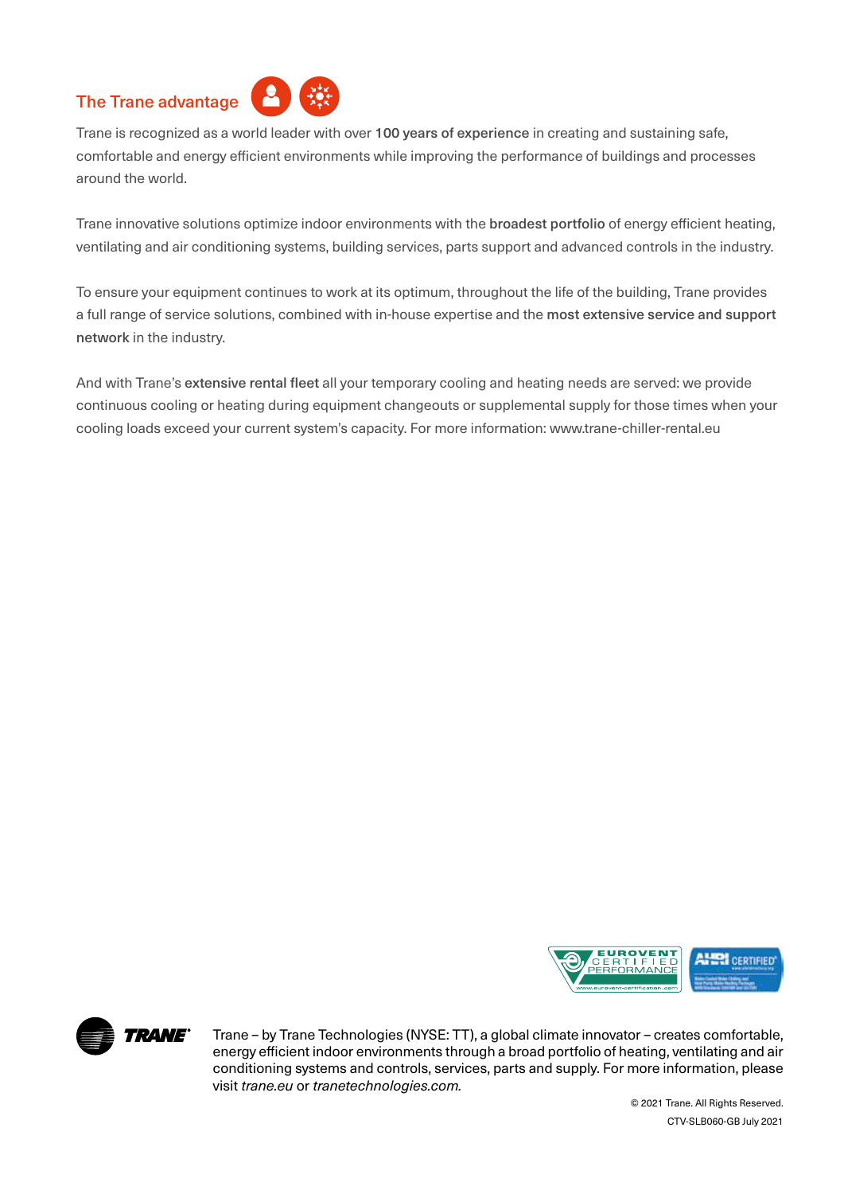## The Trane advantage

Trane is recognized as a world leader with over **100 years of experience** in creating and sustaining safe, comfortable and energy efficient environments while improving the performance of buildings and processes around the world.

Trane innovative solutions optimize indoor environments with the **broadest portfolio** of energy efficient heating, ventilating and air conditioning systems, building services, parts support and advanced controls in the industry.

To ensure your equipment continues to work at its optimum, throughout the life of the building, Trane provides a full range of service solutions, combined with in-house expertise and the **most extensive service and support network** in the industry.

And with Trane's **extensive rental fleet** all your temporary cooling and heating needs are served: we provide continuous cooling or heating during equipment changeouts or supplemental supply for those times when your cooling loads exceed your current system's capacity. For more information: www.trane-chiller-rental.eu

Trane – by Trane Technologies (NYSE: TT), a global climate innovator – creates comfortable, energy efficient indoor environments through a broad portfolio of heating, ventilating and air conditioning systems and controls, services, parts and supply. For more information, please visit *trane.eu* or *tranetechnologies.com.*

© 2021 Trane. All Rights Reserved.

CTV-SLB060-GB July 2021